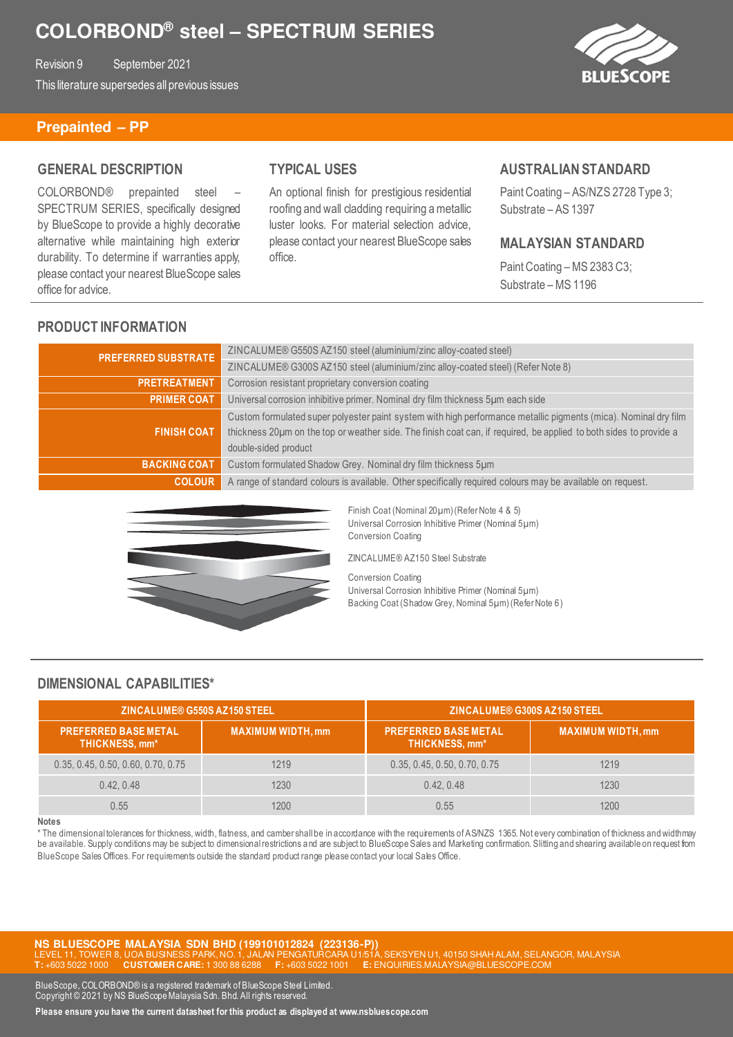# COLORBOND® steel – SPECTRUM SERIES

Revision 9 September 2021

This literature supersedes all previous issues

## Prepainted – PP

### GENERAL DESCRIPTION

COLORBOND® prepainted steel – SPECTRUM SERIES, specifically designed by BlueScope to provide a highly decorative alternative while maintaining high exterior durability. To determine if warranties apply, please contact your nearest BlueScope sales office for advice.

### TYPICAL USES

An optional finish for prestigious residential roofing and wall cladding requiring a metallic luster looks. For material selection advice, please contact your nearest BlueScope sales office.

### AUSTRALIAN STANDARD

Paint Coating – AS/NZS 2728 Type 3;
Substrate – AS 1397

### MALAYSIAN STANDARD

Paint Coating – MS 2383 C3;
Substrate – MS 1196

### PRODUCT INFORMATION

| | |
|---|---|
| **PREFERRED SUBSTRATE** | ZINCALUME® G550S AZ150 steel (aluminium/zinc alloy-coated steel) |
| | ZINCALUME® G300S AZ150 steel (aluminium/zinc alloy-coated steel) (Refer Note 8) |
| **PRETREATMENT** | Corrosion resistant proprietary conversion coating |
| **PRIMER COAT** | Universal corrosion inhibitive primer. Nominal dry film thickness 5µm each side |
| **FINISH COAT** | Custom formulated super polyester paint system with high performance metallic pigments (mica). Nominal dry film thickness 20µm on the top or weather side. The finish coat can, if required, be applied to both sides to provide a double-sided product |
| **BACKING COAT** | Custom formulated Shadow Grey. Nominal dry film thickness 5µm |
| **COLOUR** | A range of standard colours is available. Other specifically required colours may be available on request. |

Finish Coat (Nominal 20µm) (Refer Note 4 & 5)
Universal Corrosion Inhibitive Primer (Nominal 5µm)
Conversion Coating

ZINCALUME® AZ150 Steel Substrate

Conversion Coating
Universal Corrosion Inhibitive Primer (Nominal 5µm)
Backing Coat (Shadow Grey, Nominal 5µm) (Refer Note 6)

### DIMENSIONAL CAPABILITIES*

| ZINCALUME® G550S AZ150 STEEL | | ZINCALUME® G300S AZ150 STEEL | |
|---|---|---|---|
| **PREFERRED BASE METAL THICKNESS, mm*** | **MAXIMUM WIDTH, mm** | **PREFERRED BASE METAL THICKNESS, mm*** | **MAXIMUM WIDTH, mm** |
| 0.35, 0.45, 0.50, 0.60, 0.70, 0.75 | 1219 | 0.35, 0.45, 0.50, 0.70, 0.75 | 1219 |
| 0.42, 0.48 | 1230 | 0.42, 0.48 | 1230 |
| 0.55 | 1200 | 0.55 | 1200 |

**Notes**

* The dimensional tolerances for thickness, width, flatness, and camber shall be in accordance with the requirements of AS/NZS 1365. Not every combination of thickness and width may be available. Supply conditions may be subject to dimensional restrictions and are subject to BlueScope Sales and Marketing confirmation. Slitting and shearing available on request from BlueScope Sales Offices. For requirements outside the standard product range please contact your local Sales Office.

**NS BLUESCOPE MALAYSIA SDN BHD (199101012824 (223136-P))**
LEVEL 11, TOWER 8, UOA BUSINESS PARK, NO. 1, JALAN PENGATURCARA U1/51A, SEKSYEN U1, 40150 SHAH ALAM, SELANGOR, MALAYSIA
**T:** +603 5022 1000 **CUSTOMER CARE:** 1 300 88 6288 **F:** +603 5022 1001 **E:** ENQUIRIES.MALAYSIA@BLUESCOPE.COM

BlueScope, COLORBOND® is a registered trademark of BlueScope Steel Limited.
Copyright © 2021 by NS BlueScope Malaysia Sdn. Bhd. All rights reserved.

**Please ensure you have the current datasheet for this product as displayed at www.nsbluescope.com**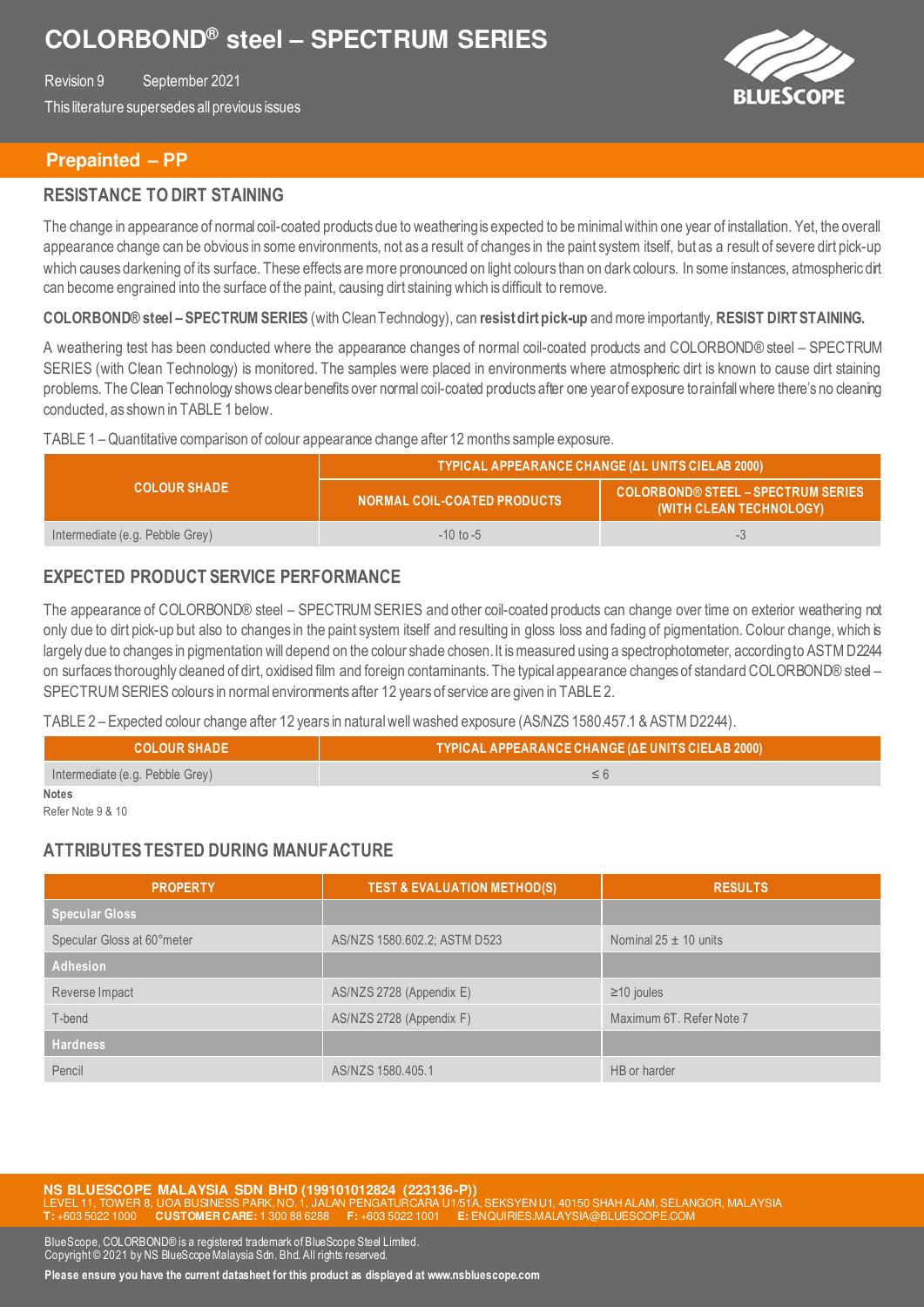# COLORBOND® steel – SPECTRUM SERIES

Revision 9 September 2021

This literature supersedes all previous issues

## Prepainted – PP

### RESISTANCE TO DIRT STAINING

The change in appearance of normal coil-coated products due to weathering is expected to be minimal within one year of installation. Yet, the overall appearance change can be obvious in some environments, not as a result of changes in the paint system itself, but as a result of severe dirt pick-up which causes darkening of its surface. These effects are more pronounced on light colours than on dark colours. In some instances, atmospheric dirt can become engrained into the surface of the paint, causing dirt staining which is difficult to remove.

**COLORBOND® steel – SPECTRUM SERIES** (with Clean Technology), can **resist dirt pick-up** and more importantly, **RESIST DIRT STAINING.**

A weathering test has been conducted where the appearance changes of normal coil-coated products and COLORBOND® steel – SPECTRUM SERIES (with Clean Technology) is monitored. The samples were placed in environments where atmospheric dirt is known to cause dirt staining problems. The Clean Technology shows clear benefits over normal coil-coated products after one year of exposure to rainfall where there's no cleaning conducted, as shown in TABLE 1 below.

TABLE 1 – Quantitative comparison of colour appearance change after 12 months sample exposure.

| COLOUR SHADE | TYPICAL APPEARANCE CHANGE (ΔL UNITS CIELAB 2000) | |
|---|---|---|
| | NORMAL COIL-COATED PRODUCTS | COLORBOND® STEEL – SPECTRUM SERIES (WITH CLEAN TECHNOLOGY) |
| Intermediate (e.g. Pebble Grey) | -10 to -5 | -3 |

### EXPECTED PRODUCT SERVICE PERFORMANCE

The appearance of COLORBOND® steel – SPECTRUM SERIES and other coil-coated products can change over time on exterior weathering not only due to dirt pick-up but also to changes in the paint system itself and resulting in gloss loss and fading of pigmentation. Colour change, which is largely due to changes in pigmentation will depend on the colour shade chosen. It is measured using a spectrophotometer, according to ASTM D2244 on surfaces thoroughly cleaned of dirt, oxidised film and foreign contaminants. The typical appearance changes of standard COLORBOND® steel – SPECTRUM SERIES colours in normal environments after 12 years of service are given in TABLE 2.

TABLE 2 – Expected colour change after 12 years in natural well washed exposure (AS/NZS 1580.457.1 & ASTM D2244).

| COLOUR SHADE | TYPICAL APPEARANCE CHANGE (ΔE UNITS CIELAB 2000) |
|---|---|
| Intermediate (e.g. Pebble Grey) | ≤ 6 |

**Notes**

Refer Note 9 & 10

### ATTRIBUTES TESTED DURING MANUFACTURE

| PROPERTY | TEST & EVALUATION METHOD(S) | RESULTS |
|---|---|---|
| **Specular Gloss** | | |
| Specular Gloss at 60°meter | AS/NZS 1580.602.2; ASTM D523 | Nominal 25 ± 10 units |
| **Adhesion** | | |
| Reverse Impact | AS/NZS 2728 (Appendix E) | ≥10 joules |
| T-bend | AS/NZS 2728 (Appendix F) | Maximum 6T. Refer Note 7 |
| **Hardness** | | |
| Pencil | AS/NZS 1580.405.1 | HB or harder |

**NS BLUESCOPE MALAYSIA SDN BHD (199101012824 (223136-P))**
LEVEL 11, TOWER 8, UOA BUSINESS PARK, NO. 1, JALAN PENGATURCARA U1/51A, SEKSYEN U1, 40150 SHAH ALAM, SELANGOR, MALAYSIA
**T:** +603 5022 1000 **CUSTOMER CARE:** 1 300 88 6288 **F:** +603 5022 1001 **E:** ENQUIRIES.MALAYSIA@BLUESCOPE.COM

BlueScope, COLORBOND® is a registered trademark of BlueScope Steel Limited.
Copyright © 2021 by NS BlueScope Malaysia Sdn. Bhd. All rights reserved.

**Please ensure you have the current datasheet for this product as displayed at www.nsbluescope.com**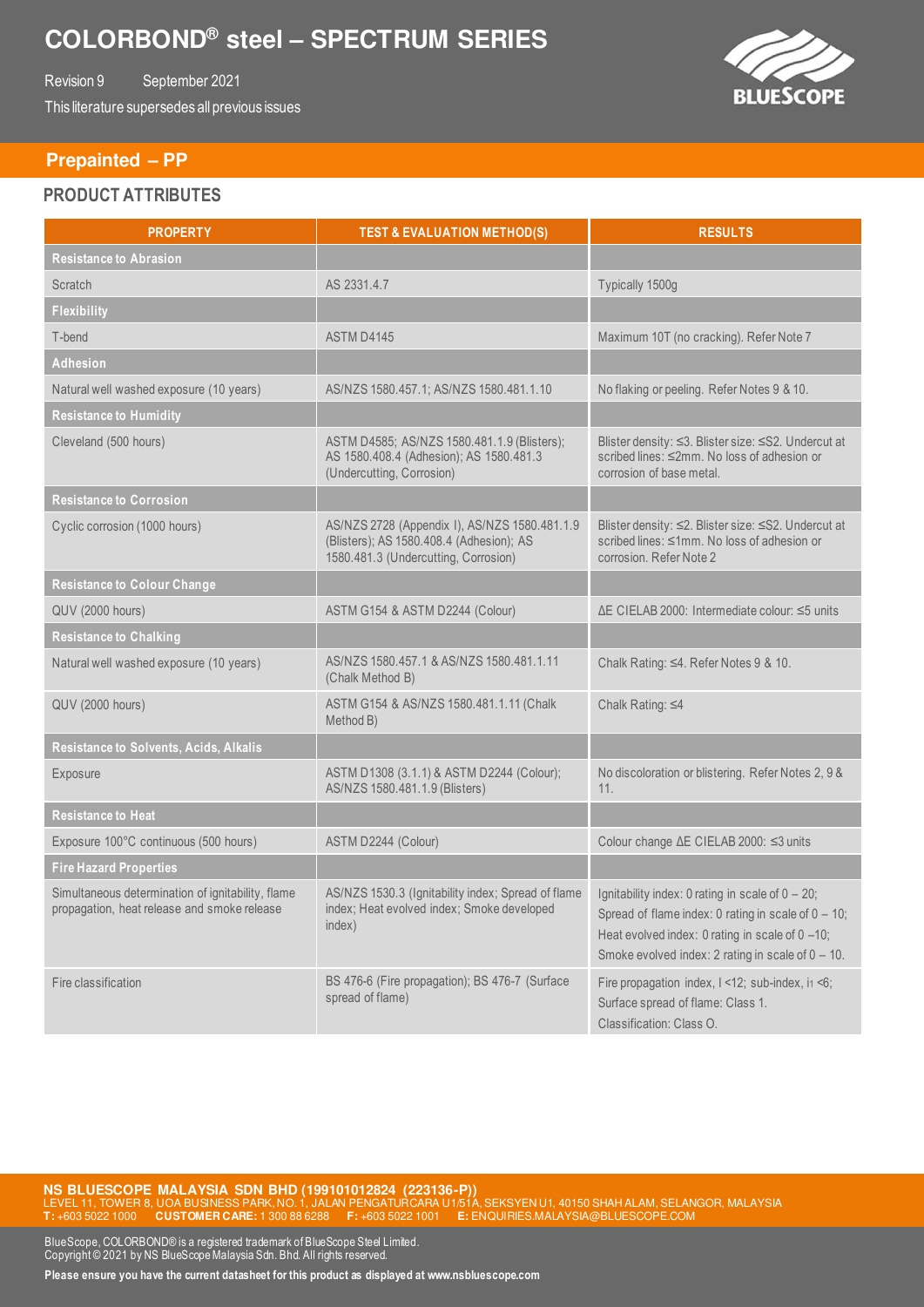# COLORBOND® steel – SPECTRUM SERIES

Revision 9 September 2021

This literature supersedes all previous issues

## Prepainted – PP

### PRODUCT ATTRIBUTES

| PROPERTY | TEST & EVALUATION METHOD(S) | RESULTS |
|---|---|---|
| **Resistance to Abrasion** | | |
| Scratch | AS 2331.4.7 | Typically 1500g |
| **Flexibility** | | |
| T-bend | ASTM D4145 | Maximum 10T (no cracking). Refer Note 7 |
| **Adhesion** | | |
| Natural well washed exposure (10 years) | AS/NZS 1580.457.1; AS/NZS 1580.481.1.10 | No flaking or peeling. Refer Notes 9 & 10. |
| **Resistance to Humidity** | | |
| Cleveland (500 hours) | ASTM D4585; AS/NZS 1580.481.1.9 (Blisters); AS 1580.408.4 (Adhesion); AS 1580.481.3 (Undercutting, Corrosion) | Blister density: ≤3. Blister size: ≤S2. Undercut at scribed lines: ≤2mm. No loss of adhesion or corrosion of base metal. |
| **Resistance to Corrosion** | | |
| Cyclic corrosion (1000 hours) | AS/NZS 2728 (Appendix I), AS/NZS 1580.481.1.9 (Blisters); AS 1580.408.4 (Adhesion); AS 1580.481.3 (Undercutting, Corrosion) | Blister density: ≤2. Blister size: ≤S2. Undercut at scribed lines: ≤1mm. No loss of adhesion or corrosion. Refer Note 2 |
| **Resistance to Colour Change** | | |
| QUV (2000 hours) | ASTM G154 & ASTM D2244 (Colour) | ΔE CIELAB 2000: Intermediate colour: ≤5 units |
| **Resistance to Chalking** | | |
| Natural well washed exposure (10 years) | AS/NZS 1580.457.1 & AS/NZS 1580.481.1.11 (Chalk Method B) | Chalk Rating: ≤4. Refer Notes 9 & 10. |
| QUV (2000 hours) | ASTM G154 & AS/NZS 1580.481.1.11 (Chalk Method B) | Chalk Rating: ≤4 |
| **Resistance to Solvents, Acids, Alkalis** | | |
| Exposure | ASTM D1308 (3.1.1) & ASTM D2244 (Colour); AS/NZS 1580.481.1.9 (Blisters) | No discoloration or blistering. Refer Notes 2, 9 & 11. |
| **Resistance to Heat** | | |
| Exposure 100°C continuous (500 hours) | ASTM D2244 (Colour) | Colour change ΔE CIELAB 2000: ≤3 units |
| **Fire Hazard Properties** | | |
| Simultaneous determination of ignitability, flame propagation, heat release and smoke release | AS/NZS 1530.3 (Ignitability index; Spread of flame index; Heat evolved index; Smoke developed index) | Ignitability index: 0 rating in scale of 0 – 20; Spread of flame index: 0 rating in scale of 0 – 10; Heat evolved index: 0 rating in scale of 0 –10; Smoke evolved index: 2 rating in scale of 0 – 10. |
| Fire classification | BS 476-6 (Fire propagation); BS 476-7 (Surface spread of flame) | Fire propagation index, I <12; sub-index, $i_1$ <6; Surface spread of flame: Class 1. Classification: Class O. |

**NS BLUESCOPE MALAYSIA SDN BHD (199101012824 (223136-P))**
LEVEL 11, TOWER 8, UOA BUSINESS PARK, NO. 1, JALAN PENGATURCARA U1/51A, SEKSYEN U1, 40150 SHAH ALAM, SELANGOR, MALAYSIA
**T:** +603 5022 1000 **CUSTOMER CARE:** 1 300 88 6288 **F:** +603 5022 1001 **E:** ENQUIRIES.MALAYSIA@BLUESCOPE.COM

BlueScope, COLORBOND® is a registered trademark of BlueScope Steel Limited.
Copyright © 2021 by NS BlueScope Malaysia Sdn. Bhd. All rights reserved.

**Please ensure you have the current datasheet for this product as displayed at www.nsbluescope.com**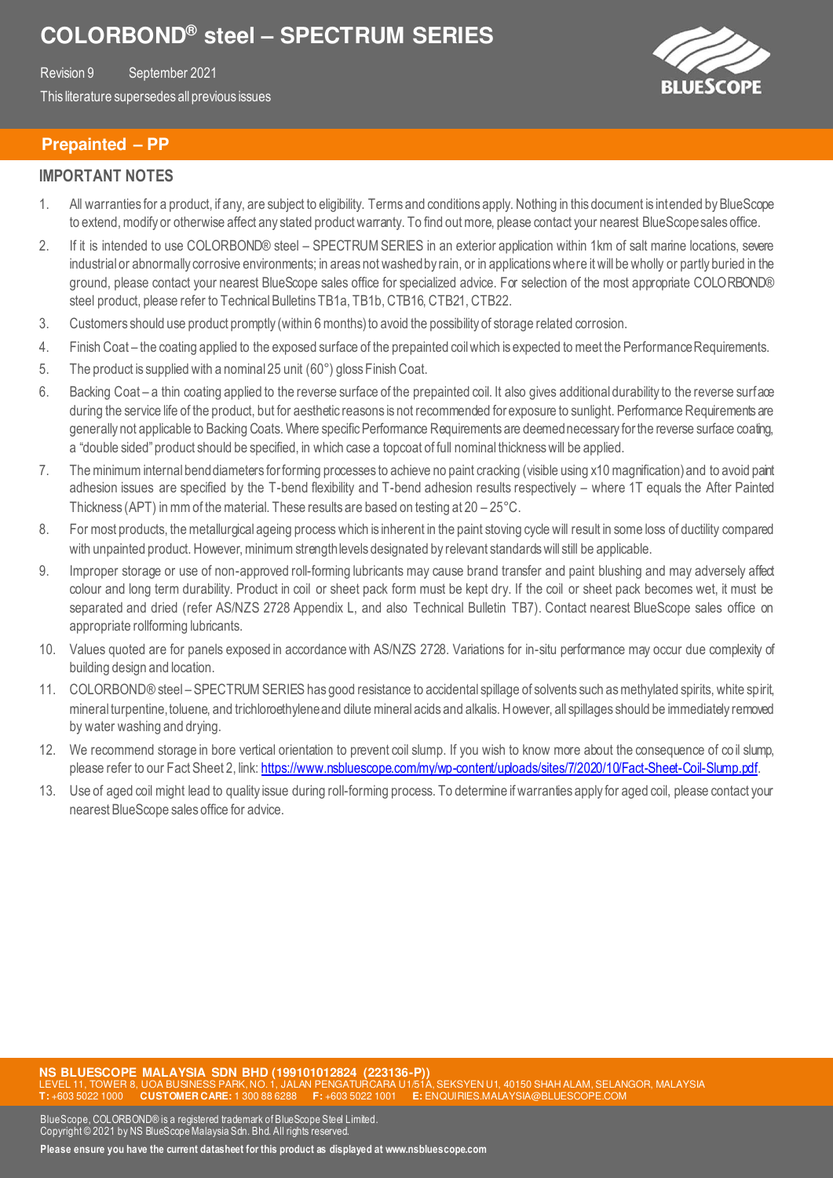# COLORBOND® steel – SPECTRUM SERIES

Revision 9 September 2021

This literature supersedes all previous issues

## Prepainted – PP

### IMPORTANT NOTES

1. All warranties for a product, if any, are subject to eligibility. Terms and conditions apply. Nothing in this document is intended by BlueScope to extend, modify or otherwise affect any stated product warranty. To find out more, please contact your nearest BlueScope sales office.
2. If it is intended to use COLORBOND® steel – SPECTRUM SERIES in an exterior application within 1km of salt marine locations, severe industrial or abnormally corrosive environments; in areas not washed by rain, or in applications where it will be wholly or partly buried in the ground, please contact your nearest BlueScope sales office for specialized advice. For selection of the most appropriate COLORBOND® steel product, please refer to Technical Bulletins TB1a, TB1b, CTB16, CTB21, CTB22.
3. Customers should use product promptly (within 6 months) to avoid the possibility of storage related corrosion.
4. Finish Coat – the coating applied to the exposed surface of the prepainted coil which is expected to meet the Performance Requirements.
5. The product is supplied with a nominal 25 unit (60°) gloss Finish Coat.
6. Backing Coat – a thin coating applied to the reverse surface of the prepainted coil. It also gives additional durability to the reverse surface during the service life of the product, but for aesthetic reasons is not recommended for exposure to sunlight. Performance Requirements are generally not applicable to Backing Coats. Where specific Performance Requirements are deemed necessary for the reverse surface coating, a "double sided" product should be specified, in which case a topcoat of full nominal thickness will be applied.
7. The minimum internal bend diameters for forming processes to achieve no paint cracking (visible using x10 magnification) and to avoid paint adhesion issues are specified by the T-bend flexibility and T-bend adhesion results respectively – where 1T equals the After Painted Thickness (APT) in mm of the material. These results are based on testing at 20 – 25°C.
8. For most products, the metallurgical ageing process which is inherent in the paint stoving cycle will result in some loss of ductility compared with unpainted product. However, minimum strength levels designated by relevant standards will still be applicable.
9. Improper storage or use of non-approved roll-forming lubricants may cause brand transfer and paint blushing and may adversely affect colour and long term durability. Product in coil or sheet pack form must be kept dry. If the coil or sheet pack becomes wet, it must be separated and dried (refer AS/NZS 2728 Appendix L, and also Technical Bulletin TB7). Contact nearest BlueScope sales office on appropriate rollforming lubricants.
10. Values quoted are for panels exposed in accordance with AS/NZS 2728. Variations for in-situ performance may occur due complexity of building design and location.
11. COLORBOND® steel – SPECTRUM SERIES has good resistance to accidental spillage of solvents such as methylated spirits, white spirit, mineral turpentine, toluene, and trichloroethylene and dilute mineral acids and alkalis. However, all spillages should be immediately removed by water washing and drying.
12. We recommend storage in bore vertical orientation to prevent coil slump. If you wish to know more about the consequence of coil slump, please refer to our Fact Sheet 2, link: https://www.nsbluescope.com/my/wp-content/uploads/sites/7/2020/10/Fact-Sheet-Coil-Slump.pdf.
13. Use of aged coil might lead to quality issue during roll-forming process. To determine if warranties apply for aged coil, please contact your nearest BlueScope sales office for advice.

**NS BLUESCOPE MALAYSIA SDN BHD (199101012824 (223136-P))**
LEVEL 11, TOWER 8, UOA BUSINESS PARK, NO. 1, JALAN PENGATURCARA U1/51A, SEKSYEN U1, 40150 SHAH ALAM, SELANGOR, MALAYSIA
**T:** +603 5022 1000 **CUSTOMER CARE:** 1 300 88 6288 **F:** +603 5022 1001 **E:** ENQUIRIES.MALAYSIA@BLUESCOPE.COM

BlueScope, COLORBOND® is a registered trademark of BlueScope Steel Limited.
Copyright © 2021 by NS BlueScope Malaysia Sdn. Bhd. All rights reserved.

**Please ensure you have the current datasheet for this product as displayed at www.nsbluescope.com**